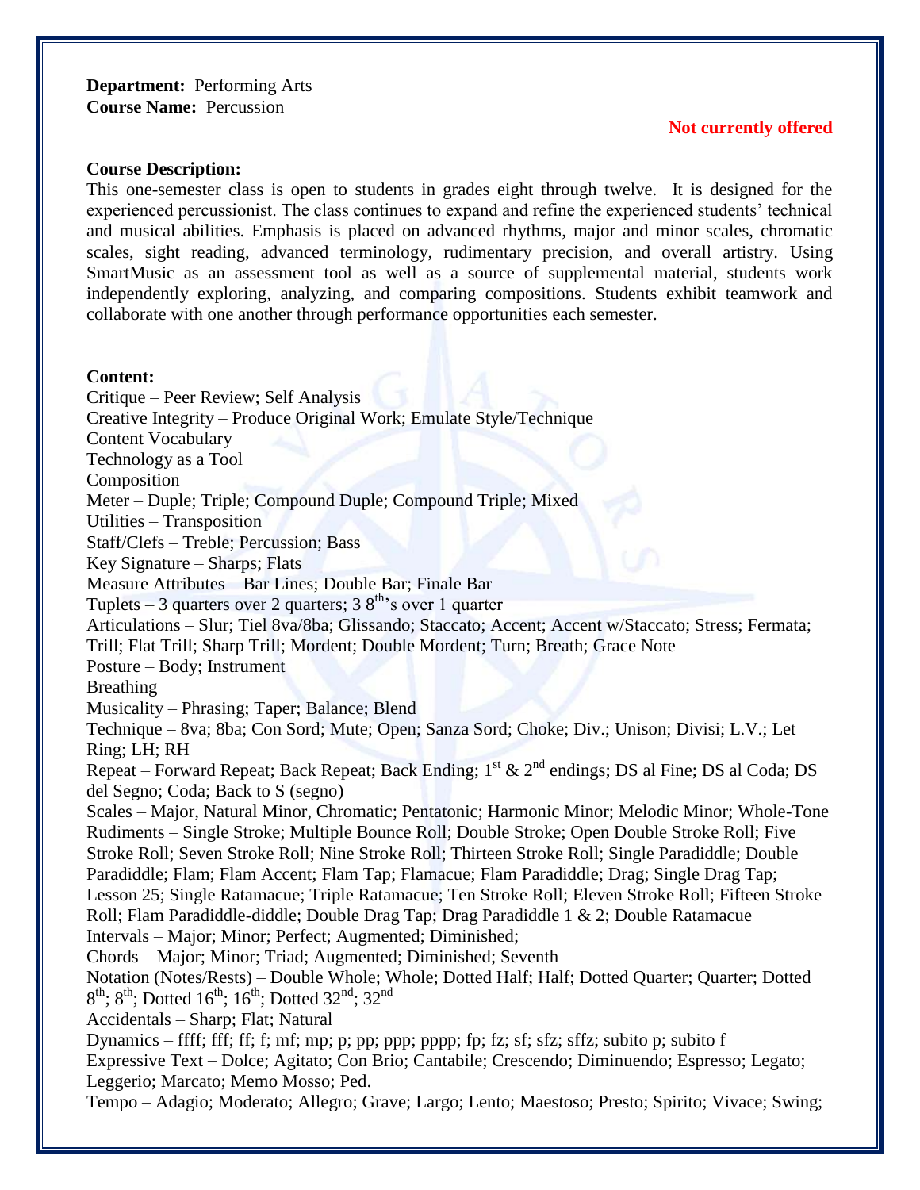**Department:** Performing Arts
**Course Name:** Percussion

**Not currently offered**

**Course Description:**

This one-semester class is open to students in grades eight through twelve. It is designed for the experienced percussionist. The class continues to expand and refine the experienced students' technical and musical abilities. Emphasis is placed on advanced rhythms, major and minor scales, chromatic scales, sight reading, advanced terminology, rudimentary precision, and overall artistry. Using SmartMusic as an assessment tool as well as a source of supplemental material, students work independently exploring, analyzing, and comparing compositions. Students exhibit teamwork and collaborate with one another through performance opportunities each semester.

**Content:**

Critique – Peer Review; Self Analysis
Creative Integrity – Produce Original Work; Emulate Style/Technique
Content Vocabulary
Technology as a Tool
Composition
Meter – Duple; Triple; Compound Duple; Compound Triple; Mixed
Utilities – Transposition
Staff/Clefs – Treble; Percussion; Bass
Key Signature – Sharps; Flats
Measure Attributes – Bar Lines; Double Bar; Finale Bar
Tuplets – 3 quarters over 2 quarters; 3 8th's over 1 quarter
Articulations – Slur; Tiel 8va/8ba; Glissando; Staccato; Accent; Accent w/Staccato; Stress; Fermata; Trill; Flat Trill; Sharp Trill; Mordent; Double Mordent; Turn; Breath; Grace Note
Posture – Body; Instrument
Breathing
Musicality – Phrasing; Taper; Balance; Blend
Technique – 8va; 8ba; Con Sord; Mute; Open; Sanza Sord; Choke; Div.; Unison; Divisi; L.V.; Let Ring; LH; RH
Repeat – Forward Repeat; Back Repeat; Back Ending; 1st & 2nd endings; DS al Fine; DS al Coda; DS del Segno; Coda; Back to S (segno)
Scales – Major, Natural Minor, Chromatic; Pentatonic; Harmonic Minor; Melodic Minor; Whole-Tone
Rudiments – Single Stroke; Multiple Bounce Roll; Double Stroke; Open Double Stroke Roll; Five Stroke Roll; Seven Stroke Roll; Nine Stroke Roll; Thirteen Stroke Roll; Single Paradiddle; Double Paradiddle; Flam; Flam Accent; Flam Tap; Flamacue; Flam Paradiddle; Drag; Single Drag Tap; Lesson 25; Single Ratamacue; Triple Ratamacue; Ten Stroke Roll; Eleven Stroke Roll; Fifteen Stroke Roll; Flam Paradiddle-diddle; Double Drag Tap; Drag Paradiddle 1 & 2; Double Ratamacue
Intervals – Major; Minor; Perfect; Augmented; Diminished;
Chords – Major; Minor; Triad; Augmented; Diminished; Seventh
Notation (Notes/Rests) – Double Whole; Whole; Dotted Half; Half; Dotted Quarter; Quarter; Dotted 8th; 8th; Dotted 16th; 16th; Dotted 32nd; 32nd
Accidentals – Sharp; Flat; Natural
Dynamics – ffff; fff; ff; f; mf; mp; p; pp; ppp; pppp; fp; fz; sf; sfz; sffz; subito p; subito f
Expressive Text – Dolce; Agitato; Con Brio; Cantabile; Crescendo; Diminuendo; Espresso; Legato; Leggerio; Marcato; Memo Mosso; Ped.
Tempo – Adagio; Moderato; Allegro; Grave; Largo; Lento; Maestoso; Presto; Spirito; Vivace; Swing;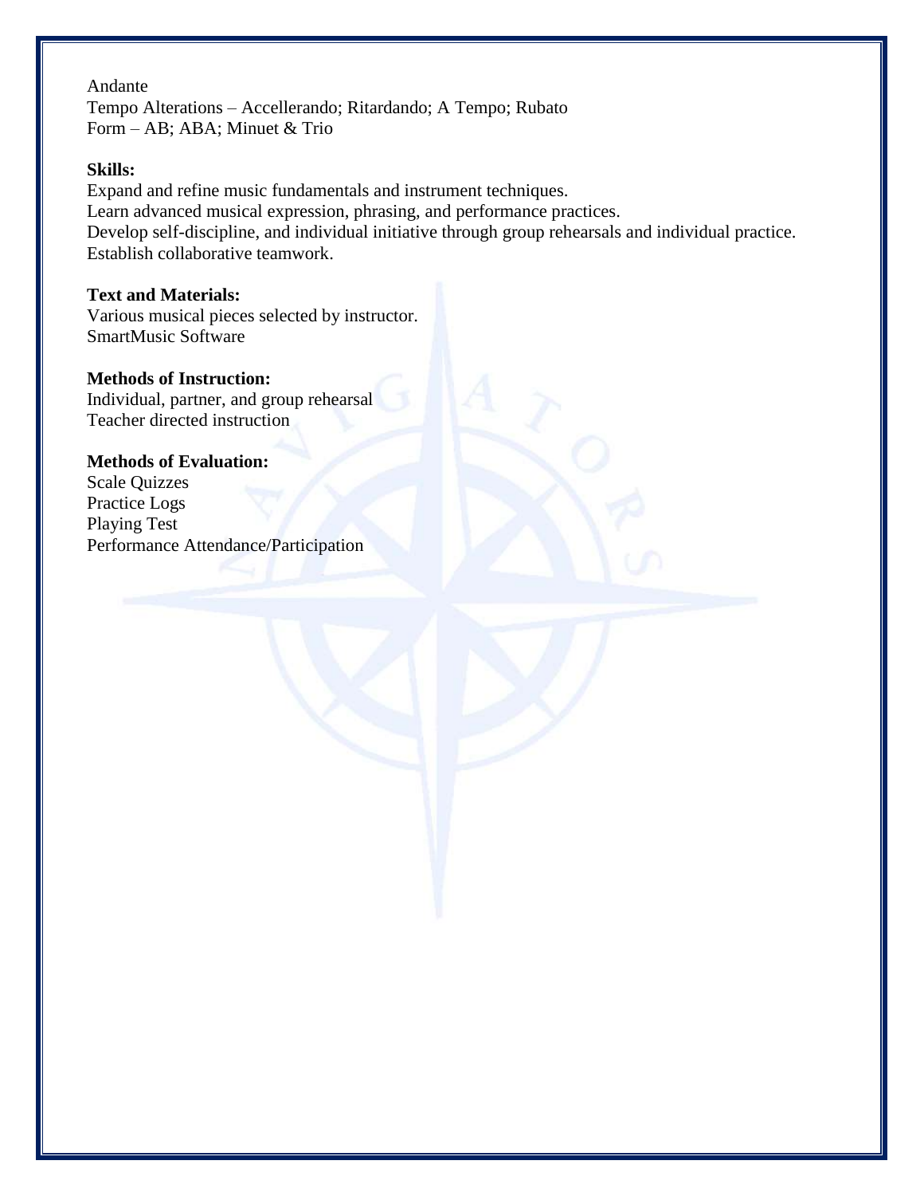Andante
Tempo Alterations – Accellerando; Ritardando; A Tempo; Rubato
Form – AB; ABA; Minuet & Trio

**Skills:**
Expand and refine music fundamentals and instrument techniques.
Learn advanced musical expression, phrasing, and performance practices.
Develop self-discipline, and individual initiative through group rehearsals and individual practice.
Establish collaborative teamwork.

**Text and Materials:**
Various musical pieces selected by instructor.
SmartMusic Software

**Methods of Instruction:**
Individual, partner, and group rehearsal
Teacher directed instruction

**Methods of Evaluation:**
Scale Quizzes
Practice Logs
Playing Test
Performance Attendance/Participation